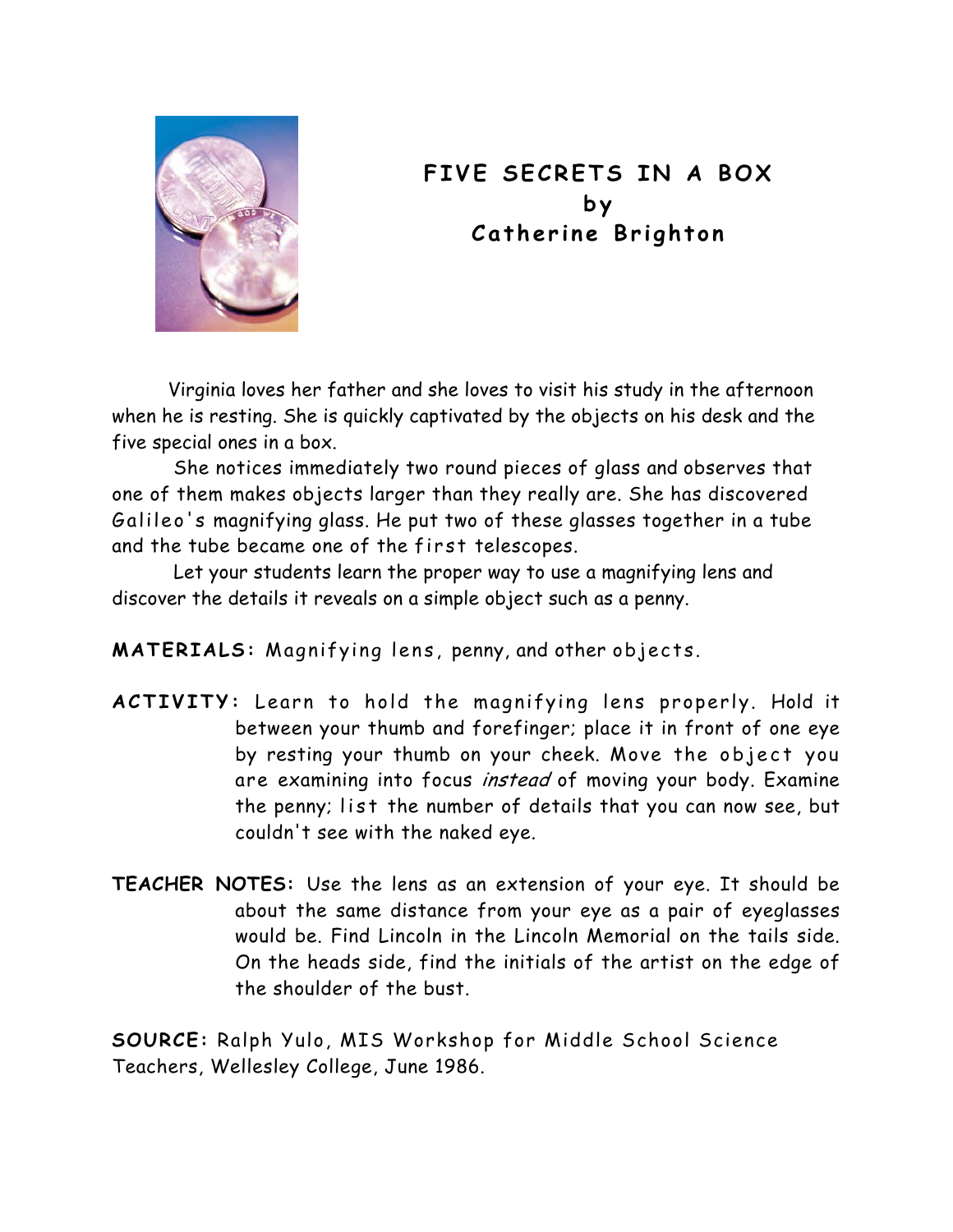# FIVE SECRETS IN A BOX
## by
## Catherine Brighton

Virginia loves her father and she loves to visit his study in the afternoon when he is resting. She is quickly captivated by the objects on his desk and the five special ones in a box.

She notices immediately two round pieces of glass and observes that one of them makes objects larger than they really are. She has discovered Galileo's magnifying glass. He put two of these glasses together in a tube and the tube became one of the first telescopes.

Let your students learn the proper way to use a magnifying lens and discover the details it reveals on a simple object such as a penny.

**MATERIALS:** Magnifying lens, penny, and other objects.

**ACTIVITY:** Learn to hold the magnifying lens properly. Hold it between your thumb and forefinger; place it in front of one eye by resting your thumb on your cheek. Move the object you are examining into focus *instead* of moving your body. Examine the penny; list the number of details that you can now see, but couldn't see with the naked eye.

**TEACHER NOTES:** Use the lens as an extension of your eye. It should be about the same distance from your eye as a pair of eyeglasses would be. Find Lincoln in the Lincoln Memorial on the tails side. On the heads side, find the initials of the artist on the edge of the shoulder of the bust.

**SOURCE:** Ralph Yulo, MIS Workshop for Middle School Science Teachers, Wellesley College, June 1986.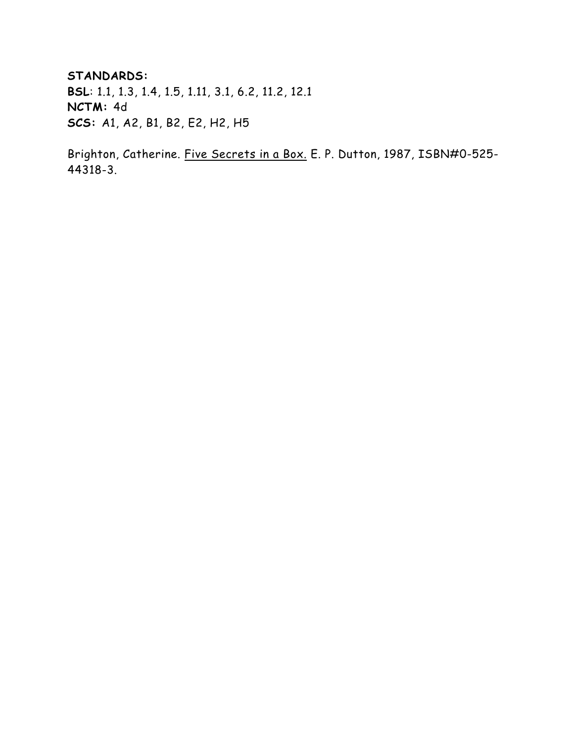**STANDARDS:**
**BSL**: 1.1, 1.3, 1.4, 1.5, 1.11, 3.1, 6.2, 11.2, 12.1
**NCTM:** 4d
**SCS:** A1, A2, B1, B2, E2, H2, H5

Brighton, Catherine. Five Secrets in a Box. E. P. Dutton, 1987, ISBN#0-525-44318-3.